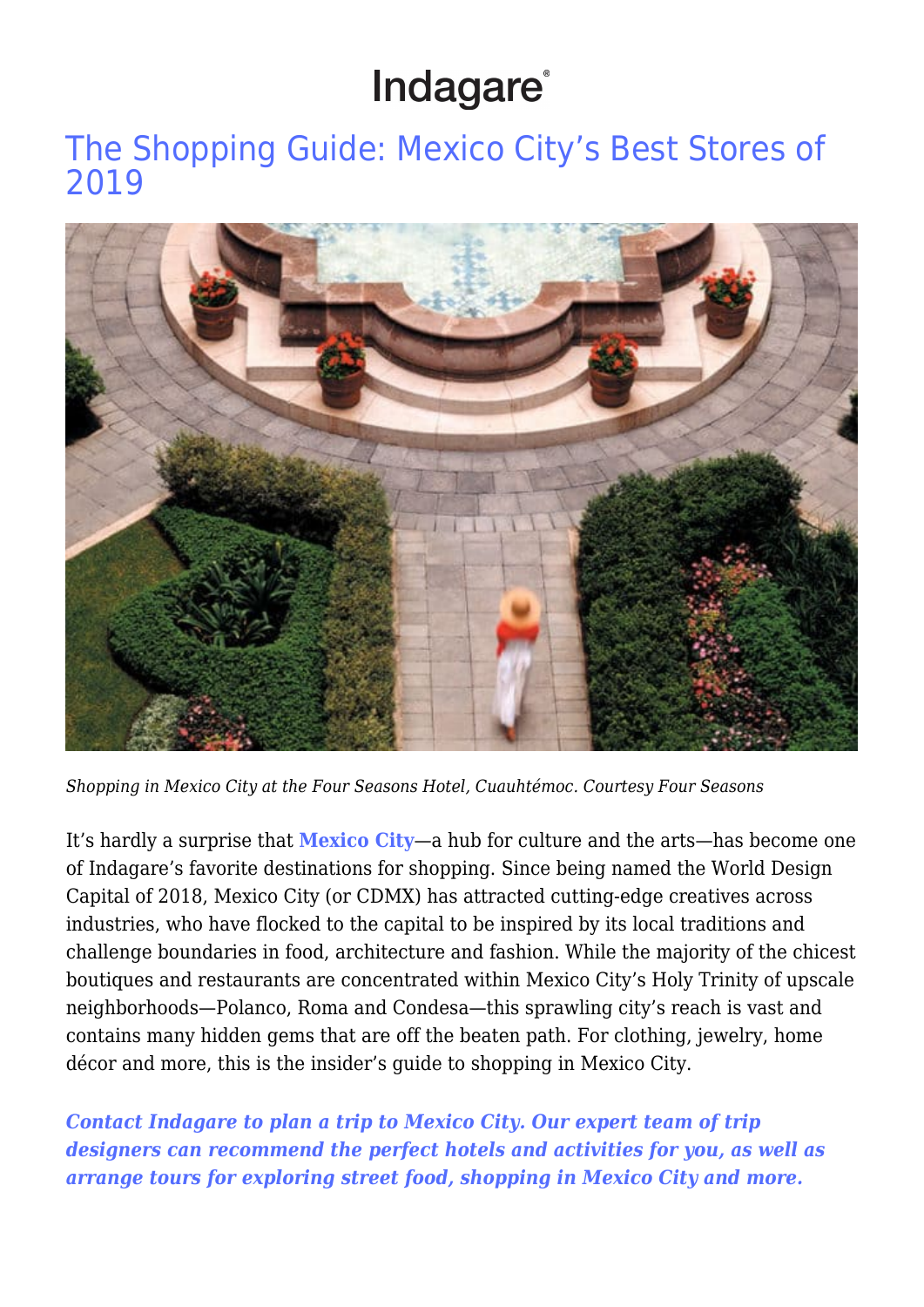# Indagare

## The Shopping Guide: Mexico City's Best Stores of 2019

*Shopping in Mexico City at the Four Seasons Hotel, Cuauhtémoc. Courtesy Four Seasons*

It's hardly a surprise that **Mexico City**—a hub for culture and the arts—has become one of Indagare's favorite destinations for shopping. Since being named the World Design Capital of 2018, Mexico City (or CDMX) has attracted cutting-edge creatives across industries, who have flocked to the capital to be inspired by its local traditions and challenge boundaries in food, architecture and fashion. While the majority of the chicest boutiques and restaurants are concentrated within Mexico City's Holy Trinity of upscale neighborhoods—Polanco, Roma and Condesa—this sprawling city's reach is vast and contains many hidden gems that are off the beaten path. For clothing, jewelry, home décor and more, this is the insider's guide to shopping in Mexico City.

***Contact Indagare to plan a trip to Mexico City. Our expert team of trip designers can recommend the perfect hotels and activities for you, as well as arrange tours for exploring street food, shopping in Mexico City and more.***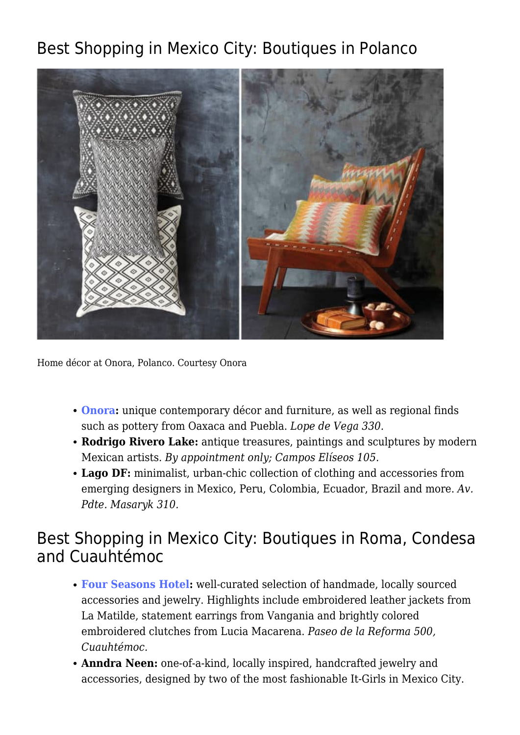## Best Shopping in Mexico City: Boutiques in Polanco

Home décor at Onora, Polanco. Courtesy Onora

- **Onora:** unique contemporary décor and furniture, as well as regional finds such as pottery from Oaxaca and Puebla. *Lope de Vega 330.*
- **Rodrigo Rivero Lake:** antique treasures, paintings and sculptures by modern Mexican artists. *By appointment only; Campos Elíseos 105.*
- **Lago DF:** minimalist, urban-chic collection of clothing and accessories from emerging designers in Mexico, Peru, Colombia, Ecuador, Brazil and more. *Av. Pdte. Masaryk 310.*

## Best Shopping in Mexico City: Boutiques in Roma, Condesa and Cuauhtémoc

- **Four Seasons Hotel:** well-curated selection of handmade, locally sourced accessories and jewelry. Highlights include embroidered leather jackets from La Matilde, statement earrings from Vangania and brightly colored embroidered clutches from Lucia Macarena. *Paseo de la Reforma 500, Cuauhtémoc.*
- **Anndra Neen:** one-of-a-kind, locally inspired, handcrafted jewelry and accessories, designed by two of the most fashionable It-Girls in Mexico City.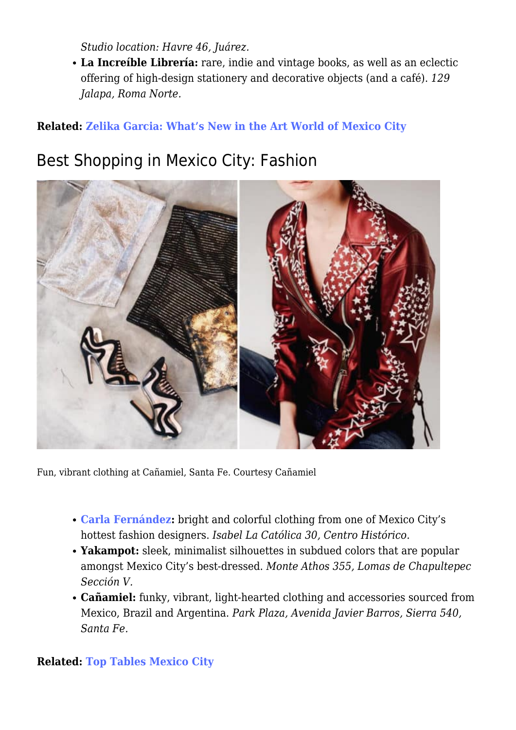*Studio location: Havre 46, Juárez.*

- **La Increíble Librería:** rare, indie and vintage books, as well as an eclectic offering of high-design stationery and decorative objects (and a café). *129 Jalapa, Roma Norte.*

**Related: Zelika Garcia: What's New in the Art World of Mexico City**

## Best Shopping in Mexico City: Fashion

Fun, vibrant clothing at Cañamiel, Santa Fe. Courtesy Cañamiel

- **Carla Fernández:** bright and colorful clothing from one of Mexico City's hottest fashion designers. *Isabel La Católica 30, Centro Histórico.*
- **Yakampot:** sleek, minimalist silhouettes in subdued colors that are popular amongst Mexico City's best-dressed. *Monte Athos 355, Lomas de Chapultepec Sección V.*
- **Cañamiel:** funky, vibrant, light-hearted clothing and accessories sourced from Mexico, Brazil and Argentina. *Park Plaza, Avenida Javier Barros, Sierra 540, Santa Fe.*

**Related: Top Tables Mexico City**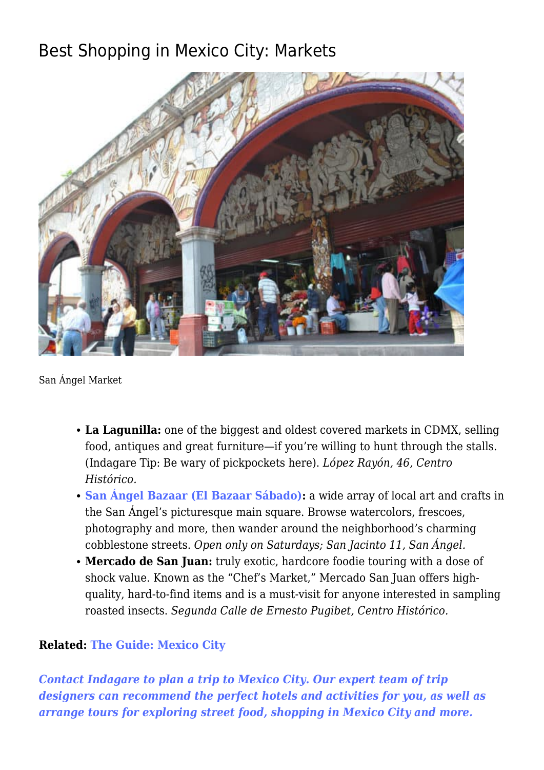## Best Shopping in Mexico City: Markets

San Ángel Market

- **La Lagunilla:** one of the biggest and oldest covered markets in CDMX, selling food, antiques and great furniture—if you're willing to hunt through the stalls. (Indagare Tip: Be wary of pickpockets here). *López Rayón, 46, Centro Histórico.*
- **San Ángel Bazaar (El Bazaar Sábado):** a wide array of local art and crafts in the San Ángel's picturesque main square. Browse watercolors, frescoes, photography and more, then wander around the neighborhood's charming cobblestone streets. *Open only on Saturdays; San Jacinto 11, San Ángel.*
- **Mercado de San Juan:** truly exotic, hardcore foodie touring with a dose of shock value. Known as the "Chef's Market," Mercado San Juan offers high-quality, hard-to-find items and is a must-visit for anyone interested in sampling roasted insects. *Segunda Calle de Ernesto Pugibet, Centro Histórico.*

**Related: The Guide: Mexico City**

***Contact Indagare to plan a trip to Mexico City. Our expert team of trip designers can recommend the perfect hotels and activities for you, as well as arrange tours for exploring street food, shopping in Mexico City and more.***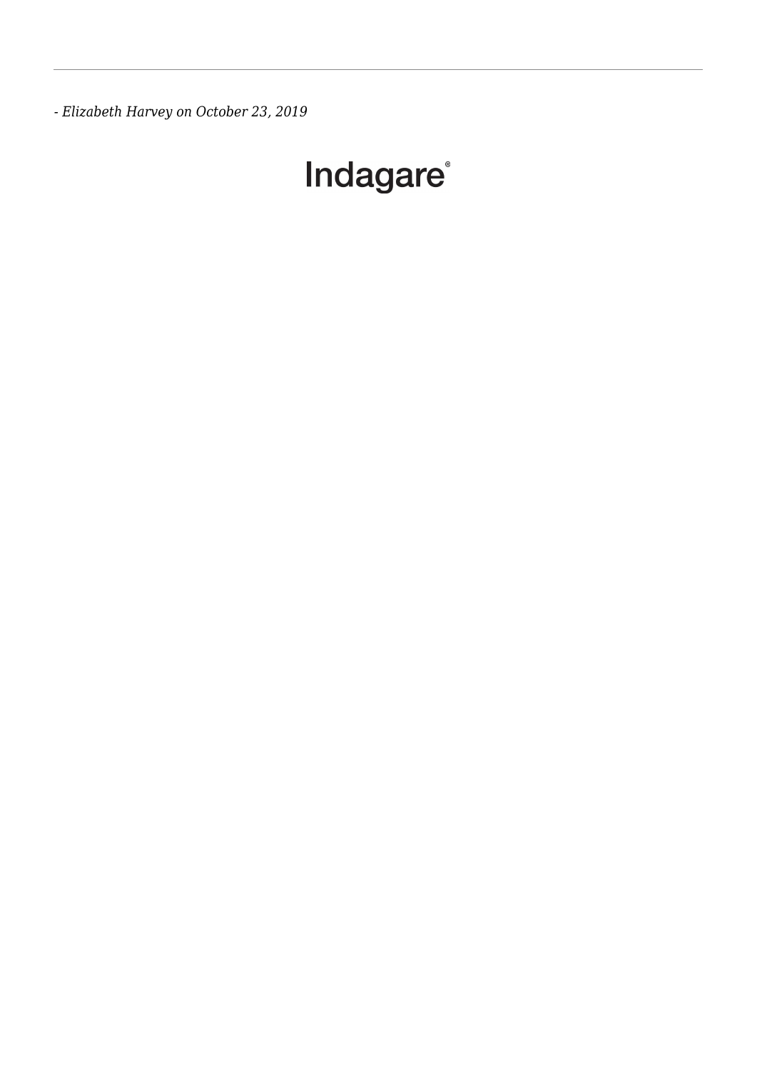---

*- Elizabeth Harvey on October 23, 2019*

Indagare®